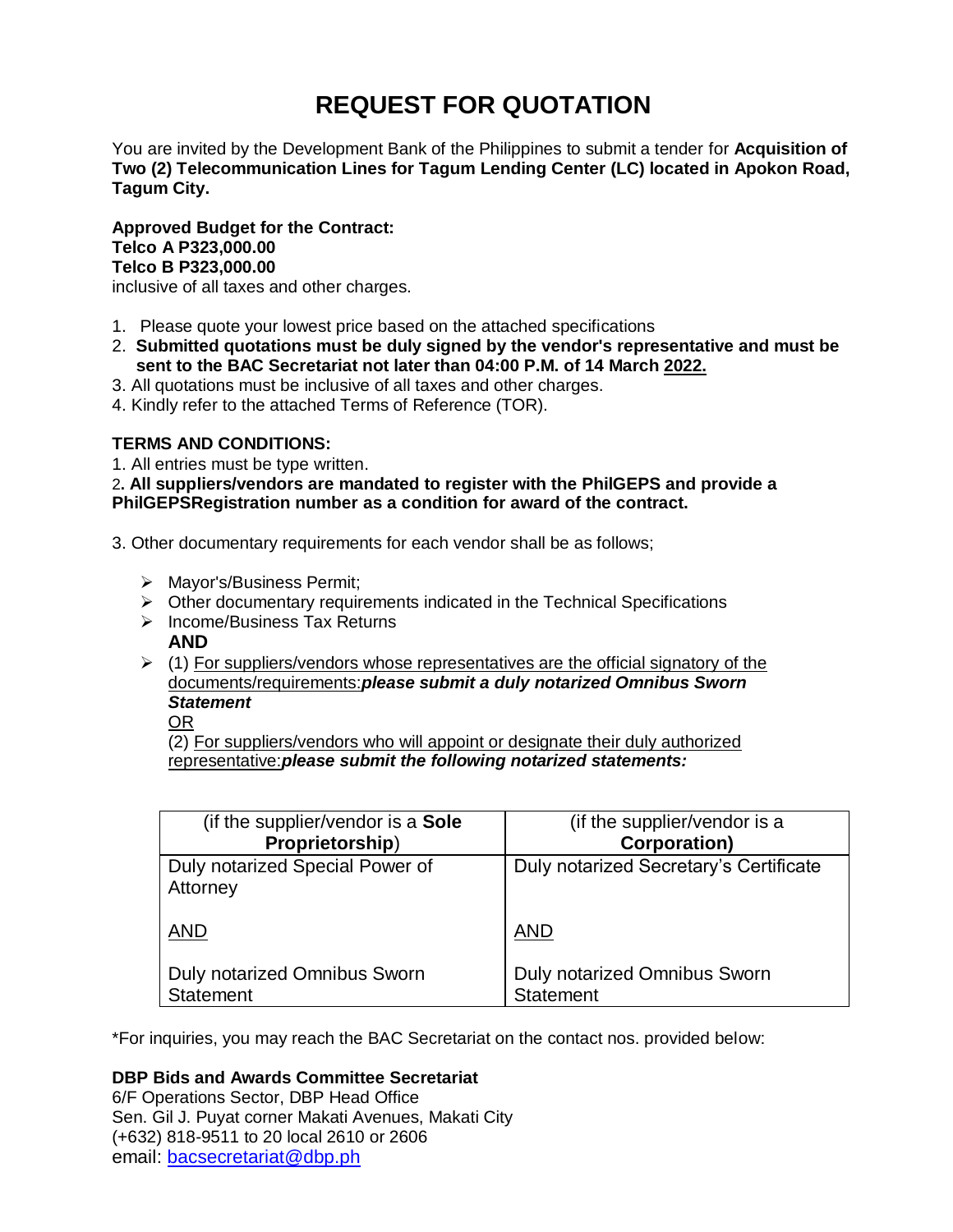# REQUEST FOR QUOTATION

You are invited by the Development Bank of the Philippines to submit a tender for **Acquisition of Two (2) Telecommunication Lines for Tagum Lending Center (LC) located in Apokon Road, Tagum City.**

**Approved Budget for the Contract:**
**Telco A P323,000.00**
**Telco B P323,000.00**
inclusive of all taxes and other charges.

1. Please quote your lowest price based on the attached specifications
2. **Submitted quotations must be duly signed by the vendor's representative and must be sent to the BAC Secretariat not later than 04:00 P.M. of 14 March 2022.**
3. All quotations must be inclusive of all taxes and other charges.
4. Kindly refer to the attached Terms of Reference (TOR).

**TERMS AND CONDITIONS:**

1. All entries must be type written.
2. **All suppliers/vendors are mandated to register with the PhilGEPS and provide a PhilGEPSRegistration number as a condition for award of the contract.**

3. Other documentary requirements for each vendor shall be as follows;

- Mayor's/Business Permit;
- Other documentary requirements indicated in the Technical Specifications
- Income/Business Tax Returns
  **AND**
- (1) For suppliers/vendors whose representatives are the official signatory of the documents/requirements:***please submit a duly notarized Omnibus Sworn Statement***
  OR
  (2) For suppliers/vendors who will appoint or designate their duly authorized representative:***please submit the following notarized statements:***

| (if the supplier/vendor is a **Sole Proprietorship**) | (if the supplier/vendor is a **Corporation)** |
|---|---|
| Duly notarized Special Power of Attorney<br><br>AND<br><br>Duly notarized Omnibus Sworn Statement | Duly notarized Secretary's Certificate<br><br>AND<br><br>Duly notarized Omnibus Sworn Statement |

*For inquiries, you may reach the BAC Secretariat on the contact nos. provided below:

**DBP Bids and Awards Committee Secretariat**
6/F Operations Sector, DBP Head Office
Sen. Gil J. Puyat corner Makati Avenues, Makati City
(+632) 818-9511 to 20 local 2610 or 2606
email: bacsecretariat@dbp.ph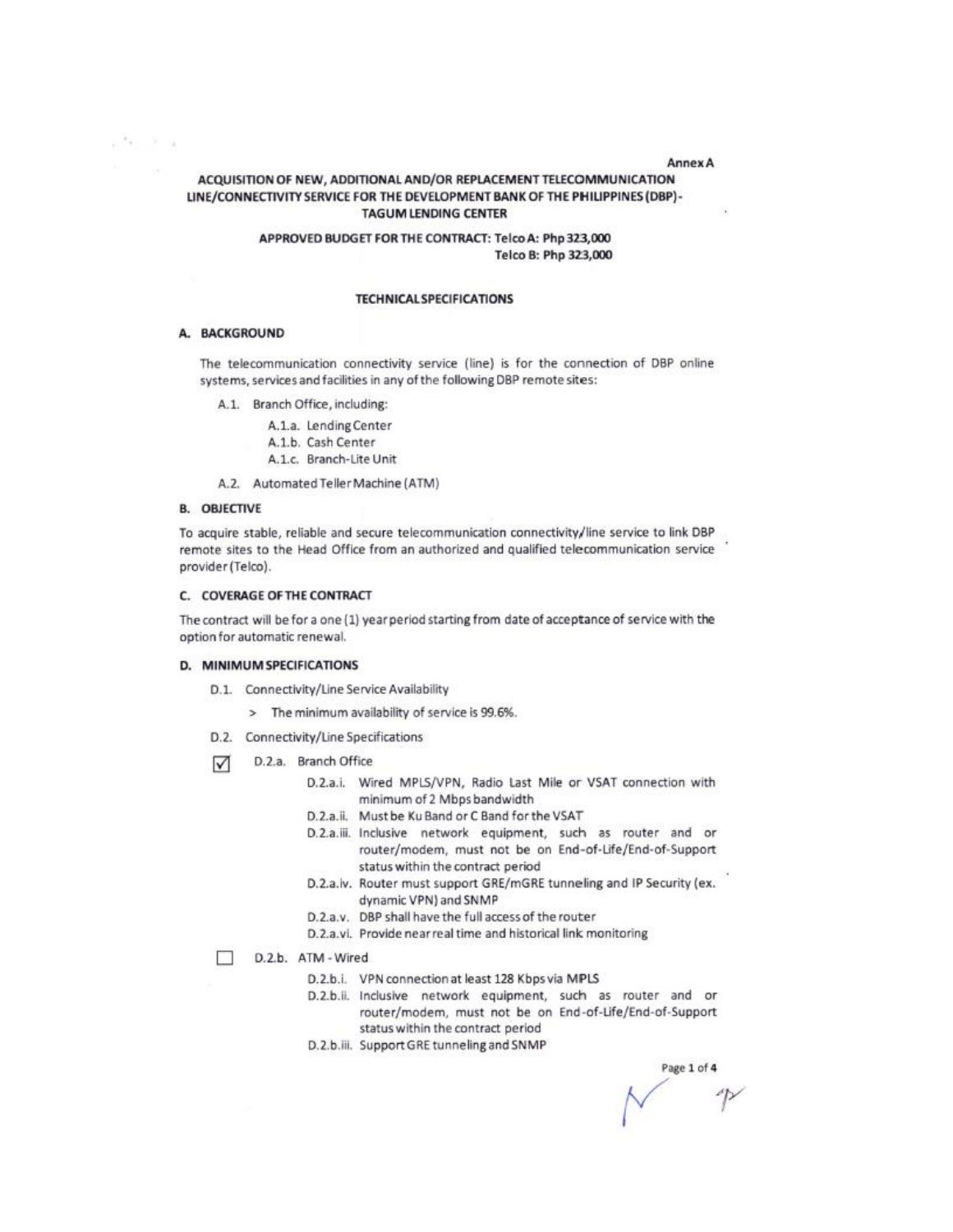Annex A

**ACQUISITION OF NEW, ADDITIONAL AND/OR REPLACEMENT TELECOMMUNICATION LINE/CONNECTIVITY SERVICE FOR THE DEVELOPMENT BANK OF THE PHILIPPINES (DBP) - TAGUM LENDING CENTER**

**APPROVED BUDGET FOR THE CONTRACT: Telco A: Php 323,000**
**Telco B: Php 323,000**

**TECHNICAL SPECIFICATIONS**

## A. BACKGROUND

The telecommunication connectivity service (line) is for the connection of DBP online systems, services and facilities in any of the following DBP remote sites:

- A.1. Branch Office, including:
  - A.1.a. Lending Center
  - A.1.b. Cash Center
  - A.1.c. Branch-Lite Unit
- A.2. Automated Teller Machine (ATM)

## B. OBJECTIVE

To acquire stable, reliable and secure telecommunication connectivity/line service to link DBP remote sites to the Head Office from an authorized and qualified telecommunication service provider (Telco).

## C. COVERAGE OF THE CONTRACT

The contract will be for a one (1) year period starting from date of acceptance of service with the option for automatic renewal.

## D. MINIMUM SPECIFICATIONS

- D.1. Connectivity/Line Service Availability
  - > The minimum availability of service is 99.6%.
- D.2. Connectivity/Line Specifications

☑ D.2.a. Branch Office

- D.2.a.i. Wired MPLS/VPN, Radio Last Mile or VSAT connection with minimum of 2 Mbps bandwidth
- D.2.a.ii. Must be Ku Band or C Band for the VSAT
- D.2.a.iii. Inclusive network equipment, such as router and or router/modem, must not be on End-of-Life/End-of-Support status within the contract period
- D.2.a.iv. Router must support GRE/mGRE tunneling and IP Security (ex. dynamic VPN) and SNMP
- D.2.a.v. DBP shall have the full access of the router
- D.2.a.vi. Provide near real time and historical link monitoring

☐ D.2.b. ATM - Wired

- D.2.b.i. VPN connection at least 128 Kbps via MPLS
- D.2.b.ii. Inclusive network equipment, such as router and or router/modem, must not be on End-of-Life/End-of-Support status within the contract period
- D.2.b.iii. Support GRE tunneling and SNMP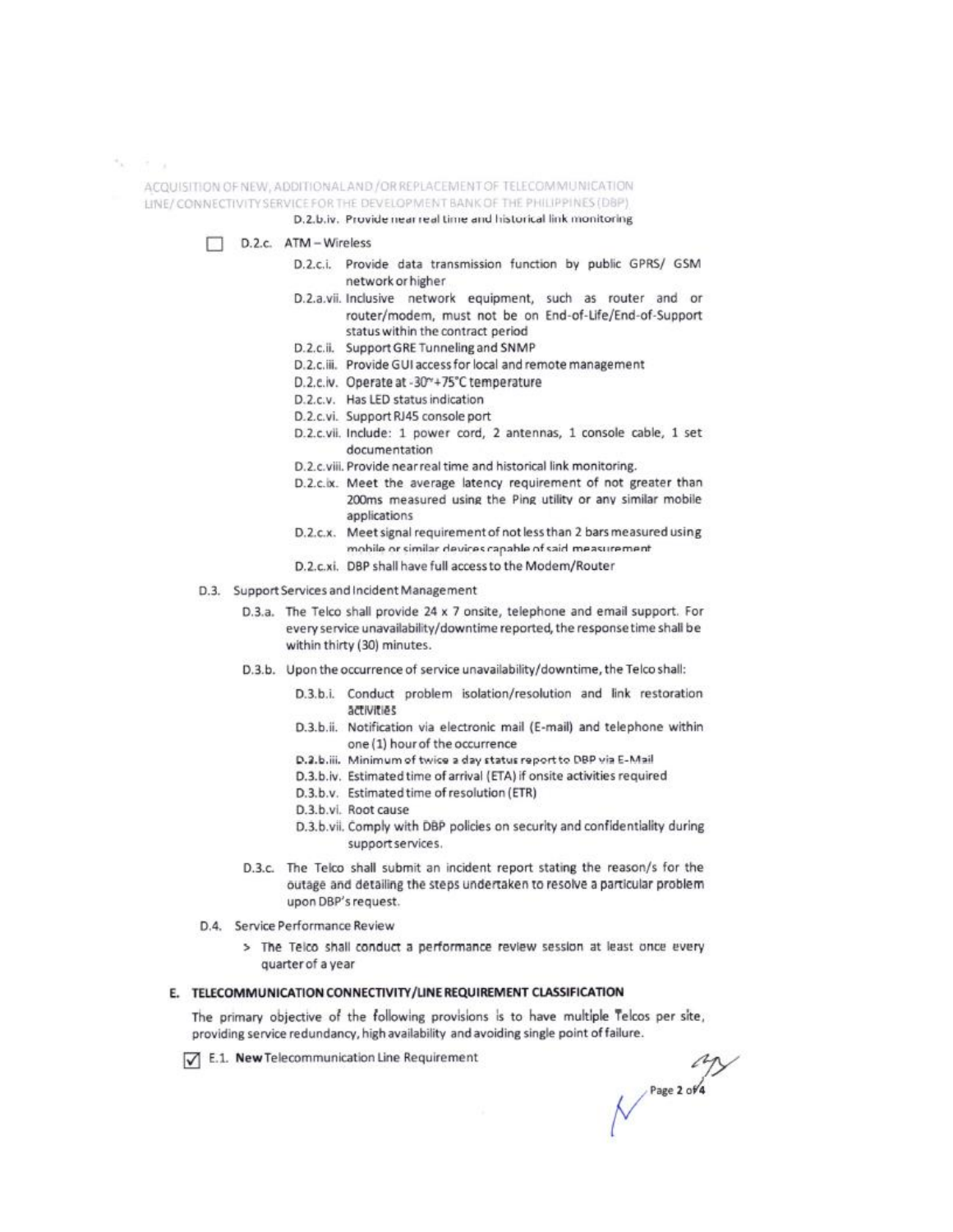D.2.b.iv. Provide near real time and historical link monitoring

☐ D.2.c. ATM – Wireless

- D.2.c.i. Provide data transmission function by public GPRS/ GSM network or higher
- D.2.a.vii. Inclusive network equipment, such as router and or router/modem, must not be on End-of-Life/End-of-Support status within the contract period
- D.2.c.ii. Support GRE Tunneling and SNMP
- D.2.c.iii. Provide GUI access for local and remote management
- D.2.c.iv. Operate at -30°~+75°C temperature
- D.2.c.v. Has LED status indication
- D.2.c.vi. Support RJ45 console port
- D.2.c.vii. Include: 1 power cord, 2 antennas, 1 console cable, 1 set documentation
- D.2.c.viii. Provide near real time and historical link monitoring.
- D.2.c.ix. Meet the average latency requirement of not greater than 200ms measured using the Ping utility or any similar mobile applications
- D.2.c.x. Meet signal requirement of not less than 2 bars measured using mobile or similar devices capable of said measurement
- D.2.c.xi. DBP shall have full access to the Modem/Router

D.3. Support Services and Incident Management

- D.3.a. The Telco shall provide 24 x 7 onsite, telephone and email support. For every service unavailability/downtime reported, the response time shall be within thirty (30) minutes.
- D.3.b. Upon the occurrence of service unavailability/downtime, the Telco shall:
  - D.3.b.i. Conduct problem isolation/resolution and link restoration activities
  - D.3.b.ii. Notification via electronic mail (E-mail) and telephone within one (1) hour of the occurrence
  - D.3.b.iii. Minimum of twice a day status report to DBP via E-Mail
  - D.3.b.iv. Estimated time of arrival (ETA) if onsite activities required
  - D.3.b.v. Estimated time of resolution (ETR)
  - D.3.b.vi. Root cause
  - D.3.b.vii. Comply with DBP policies on security and confidentiality during support services.
- D.3.c. The Telco shall submit an incident report stating the reason/s for the outage and detailing the steps undertaken to resolve a particular problem upon DBP's request.

D.4. Service Performance Review

> The Telco shall conduct a performance review session at least once every quarter of a year

## E. TELECOMMUNICATION CONNECTIVITY/LINE REQUIREMENT CLASSIFICATION

The primary objective of the following provisions is to have multiple Telcos per site, providing service redundancy, high availability and avoiding single point of failure.

☑ E.1. **New** Telecommunication Line Requirement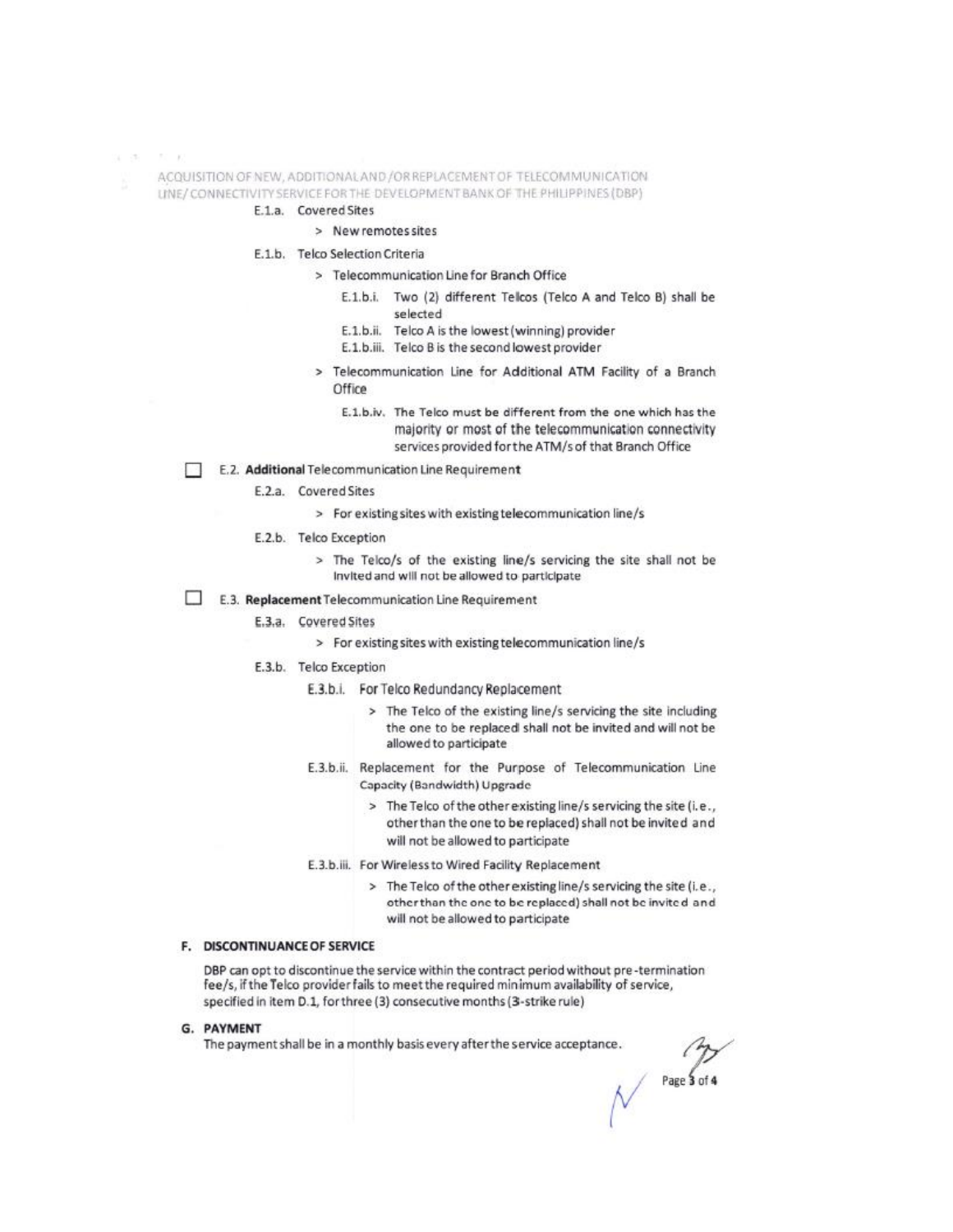E.1.a. Covered Sites

> New remotes sites

E.1.b. Telco Selection Criteria

> Telecommunication Line for Branch Office

E.1.b.i. Two (2) different Telcos (Telco A and Telco B) shall be selected

E.1.b.ii. Telco A is the lowest (winning) provider

E.1.b.iii. Telco B is the second lowest provider

> Telecommunication Line for Additional ATM Facility of a Branch Office

E.1.b.iv. The Telco must be different from the one which has the majority or most of the telecommunication connectivity services provided for the ATM/s of that Branch Office

☐ E.2. **Additional** Telecommunication Line Requirement

E.2.a. Covered Sites

> For existing sites with existing telecommunication line/s

E.2.b. Telco Exception

> The Telco/s of the existing line/s servicing the site shall not be invited and will not be allowed to participate

☐ E.3. **Replacement** Telecommunication Line Requirement

E.3.a. Covered Sites

> For existing sites with existing telecommunication line/s

E.3.b. Telco Exception

E.3.b.i. For Telco Redundancy Replacement

> The Telco of the existing line/s servicing the site including the one to be replaced shall not be invited and will not be allowed to participate

E.3.b.ii. Replacement for the Purpose of Telecommunication Line Capacity (Bandwidth) Upgrade

> The Telco of the other existing line/s servicing the site (i.e., other than the one to be replaced) shall not be invited and will not be allowed to participate

E.3.b.iii. For Wireless to Wired Facility Replacement

> The Telco of the other existing line/s servicing the site (i.e., other than the one to be replaced) shall not be invited and will not be allowed to participate

## F. DISCONTINUANCE OF SERVICE

DBP can opt to discontinue the service within the contract period without pre-termination fee/s, if the Telco provider fails to meet the required minimum availability of service, specified in item D.1, for three (3) consecutive months (3-strike rule)

## G. PAYMENT

The payment shall be in a monthly basis every after the service acceptance.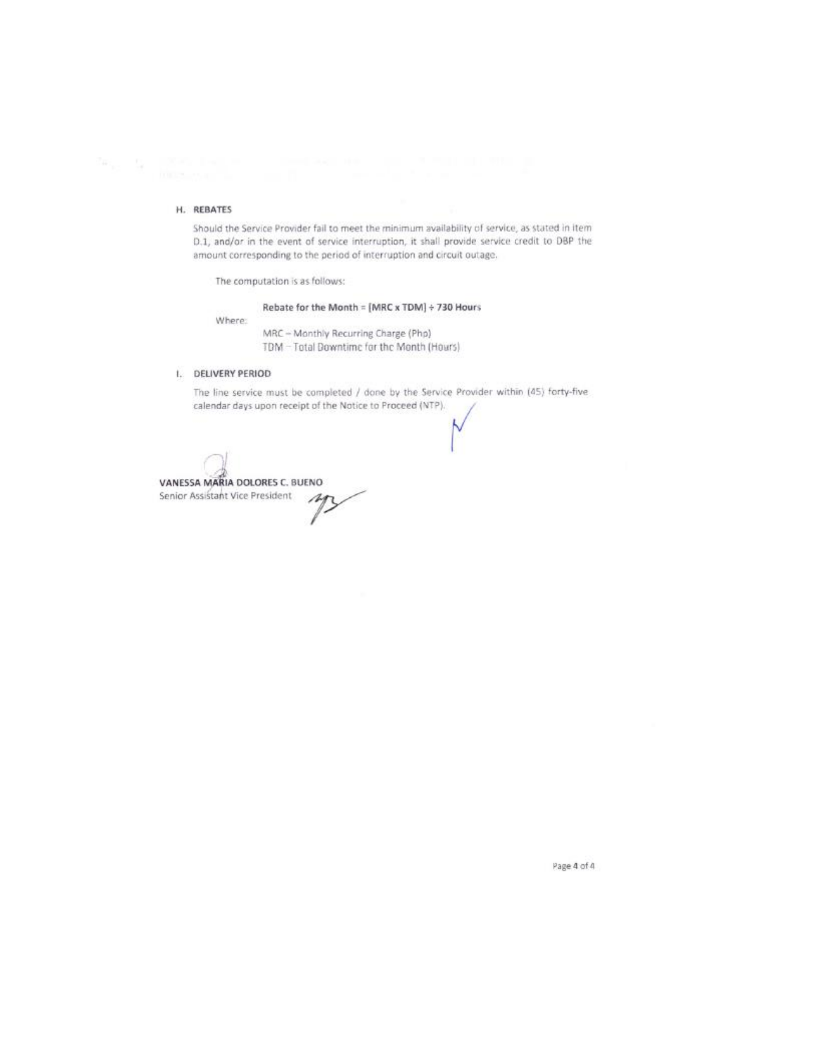## H. REBATES

Should the Service Provider fail to meet the minimum availability of service, as stated in Item D.1, and/or in the event of service interruption, it shall provide service credit to DBP the amount corresponding to the period of interruption and circuit outage.

The computation is as follows:

**Rebate for the Month = [MRC x TDM] ÷ 730 Hours**

Where:

MRC – Monthly Recurring Charge (Php)
TDM – Total Downtime for the Month (Hours)

## I. DELIVERY PERIOD

The line service must be completed / done by the Service Provider within (45) forty-five calendar days upon receipt of the Notice to Proceed (NTP).

**VANESSA MARIA DOLORES C. BUENO**
Senior Assistant Vice President